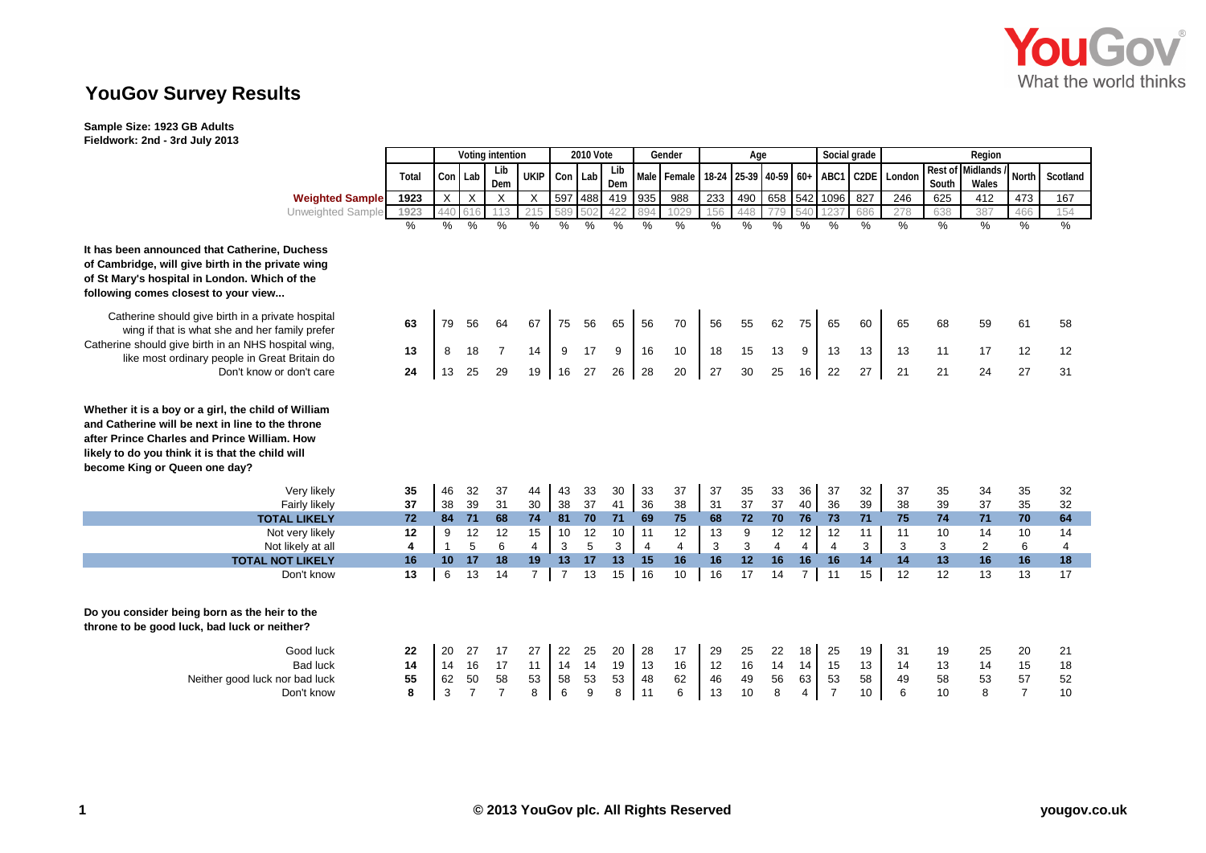# YouGov Survey Results

**Sample Size: 1923 GB Adults**
**Fieldwork: 2nd - 3rd July 2013**

| | Total | Voting intention | | | | 2010 Vote | | | Gender | | Age | | | | Social grade | | Region | | | | |
|---|---|---|---|---|---|---|---|---|---|---|---|---|---|---|---|---|---|---|---|---|---|
| | | Con | Lab | Lib Dem | UKIP | Con | Lab | Lib Dem | Male | Female | 18-24 | 25-39 | 40-59 | 60+ | ABC1 | C2DE | London | Rest of South | Midlands / Wales | North | Scotland |
| **Weighted Sample** | 1923 | X | X | X | X | 597 | 488 | 419 | 935 | 988 | 233 | 490 | 658 | 542 | 1096 | 827 | 246 | 625 | 412 | 473 | 167 |
| Unweighted Sample | 1923 | 440 | 616 | 113 | 215 | 589 | 502 | 422 | 894 | 1029 | 156 | 448 | 779 | 540 | 1237 | 686 | 278 | 638 | 387 | 466 | 154 |
| | % | % | % | % | % | % | % | % | % | % | % | % | % | % | % | % | % | % | % | % | % |
| **It has been announced that Catherine, Duchess of Cambridge, will give birth in the private wing of St Mary's hospital in London. Which of the following comes closest to your view...** | | | | | | | | | | | | | | | | | | | | | |
| Catherine should give birth in a private hospital wing if that is what she and her family prefer | 63 | 79 | 56 | 64 | 67 | 75 | 56 | 65 | 56 | 70 | 56 | 55 | 62 | 75 | 65 | 60 | 65 | 68 | 59 | 61 | 58 |
| Catherine should give birth in an NHS hospital wing, like most ordinary people in Great Britain do | 13 | 8 | 18 | 7 | 14 | 9 | 17 | 9 | 16 | 10 | 18 | 15 | 13 | 9 | 13 | 13 | 13 | 11 | 17 | 12 | 12 |
| Don't know or don't care | 24 | 13 | 25 | 29 | 19 | 16 | 27 | 26 | 28 | 20 | 27 | 30 | 25 | 16 | 22 | 27 | 21 | 21 | 24 | 27 | 31 |
| **Whether it is a boy or a girl, the child of William and Catherine will be next in line to the throne after Prince Charles and Prince William. How likely to do you think it is that the child will become King or Queen one day?** | | | | | | | | | | | | | | | | | | | | | |
| Very likely | 35 | 46 | 32 | 37 | 44 | 43 | 33 | 30 | 33 | 37 | 37 | 35 | 33 | 36 | 37 | 32 | 37 | 35 | 34 | 35 | 32 |
| Fairly likely | 37 | 38 | 39 | 31 | 30 | 38 | 37 | 41 | 36 | 38 | 31 | 37 | 37 | 40 | 36 | 39 | 38 | 39 | 37 | 35 | 32 |
| **TOTAL LIKELY** | **72** | **84** | **71** | **68** | **74** | **81** | **70** | **71** | **69** | **75** | **68** | **72** | **70** | **76** | **73** | **71** | **75** | **74** | **71** | **70** | **64** |
| Not very likely | 12 | 9 | 12 | 12 | 15 | 10 | 12 | 10 | 11 | 12 | 13 | 9 | 12 | 12 | 12 | 11 | 11 | 10 | 14 | 10 | 14 |
| Not likely at all | 4 | 1 | 5 | 6 | 4 | 3 | 5 | 3 | 4 | 4 | 3 | 3 | 4 | 4 | 4 | 3 | 3 | 3 | 2 | 6 | 4 |
| **TOTAL NOT LIKELY** | **16** | **10** | **17** | **18** | **19** | **13** | **17** | **13** | **15** | **16** | **16** | **12** | **16** | **16** | **16** | **14** | **14** | **13** | **16** | **16** | **18** |
| Don't know | 13 | 6 | 13 | 14 | 7 | 7 | 13 | 15 | 16 | 10 | 16 | 17 | 14 | 7 | 11 | 15 | 12 | 12 | 13 | 13 | 17 |
| **Do you consider being born as the heir to the throne to be good luck, bad luck or neither?** | | | | | | | | | | | | | | | | | | | | | |
| Good luck | 22 | 20 | 27 | 17 | 27 | 22 | 25 | 20 | 28 | 17 | 29 | 25 | 22 | 18 | 25 | 19 | 31 | 19 | 25 | 20 | 21 |
| Bad luck | 14 | 14 | 16 | 17 | 11 | 14 | 14 | 19 | 13 | 16 | 12 | 16 | 14 | 14 | 15 | 13 | 14 | 13 | 14 | 15 | 18 |
| Neither good luck nor bad luck | 55 | 62 | 50 | 58 | 53 | 58 | 53 | 53 | 48 | 62 | 46 | 49 | 56 | 63 | 53 | 58 | 49 | 58 | 53 | 57 | 52 |
| Don't know | 8 | 3 | 7 | 7 | 8 | 6 | 9 | 8 | 11 | 6 | 13 | 10 | 8 | 4 | 7 | 10 | 6 | 10 | 8 | 7 | 10 |

© 2013 YouGov plc. All Rights Reserved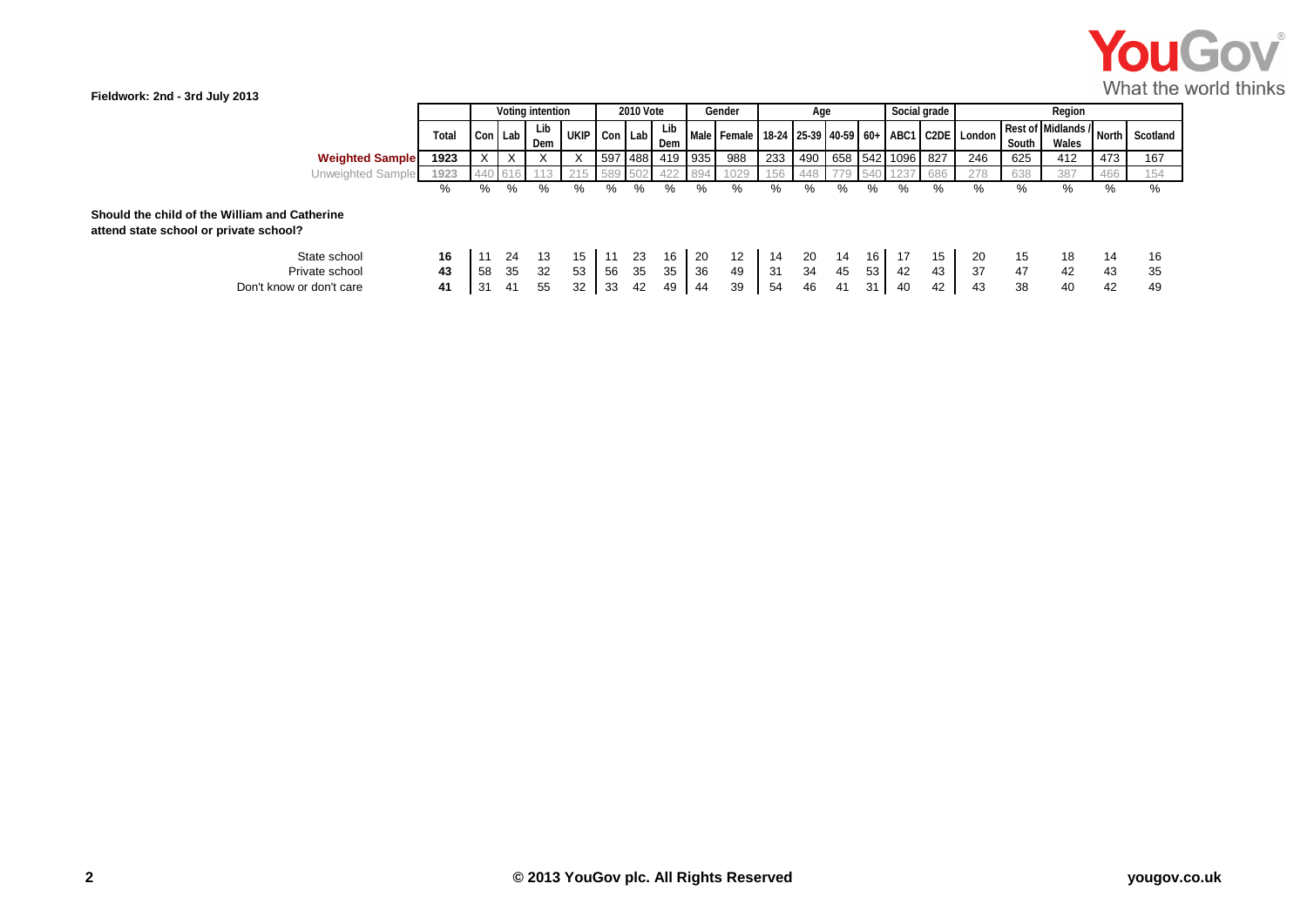**Fieldwork: 2nd - 3rd July 2013**

| | Total | Voting intention | | | | 2010 Vote | | | Gender | | Age | | | | Social grade | | Region | | | | |
|---|---|---|---|---|---|---|---|---|---|---|---|---|---|---|---|---|---|---|---|---|---|
| | | Con | Lab | Lib Dem | UKIP | Con | Lab | Lib Dem | Male | Female | 18-24 | 25-39 | 40-59 | 60+ | ABC1 | C2DE | London | Rest of South | Midlands / Wales | North | Scotland |
| **Weighted Sample** | 1923 | X | X | X | X | 597 | 488 | 419 | 935 | 988 | 233 | 490 | 658 | 542 | 1096 | 827 | 246 | 625 | 412 | 473 | 167 |
| Unweighted Sample | 1923 | 440 | 616 | 113 | 215 | 589 | 502 | 422 | 894 | 1029 | 156 | 448 | 779 | 540 | 1237 | 686 | 278 | 638 | 387 | 466 | 154 |
| | % | % | % | % | % | % | % | % | % | % | % | % | % | % | % | % | % | % | % | % | % |
| **Should the child of the William and Catherine attend state school or private school?** | | | | | | | | | | | | | | | | | | | | | |
| State school | **16** | 11 | 24 | 13 | 15 | 11 | 23 | 16 | 20 | 12 | 14 | 20 | 14 | 16 | 17 | 15 | 20 | 15 | 18 | 14 | 16 |
| Private school | **43** | 58 | 35 | 32 | 53 | 56 | 35 | 35 | 36 | 49 | 31 | 34 | 45 | 53 | 42 | 43 | 37 | 47 | 42 | 43 | 35 |
| Don't know or don't care | **41** | 31 | 41 | 55 | 32 | 33 | 42 | 49 | 44 | 39 | 54 | 46 | 41 | 31 | 40 | 42 | 43 | 38 | 40 | 42 | 49 |

© 2013 YouGov plc. All Rights Reserved